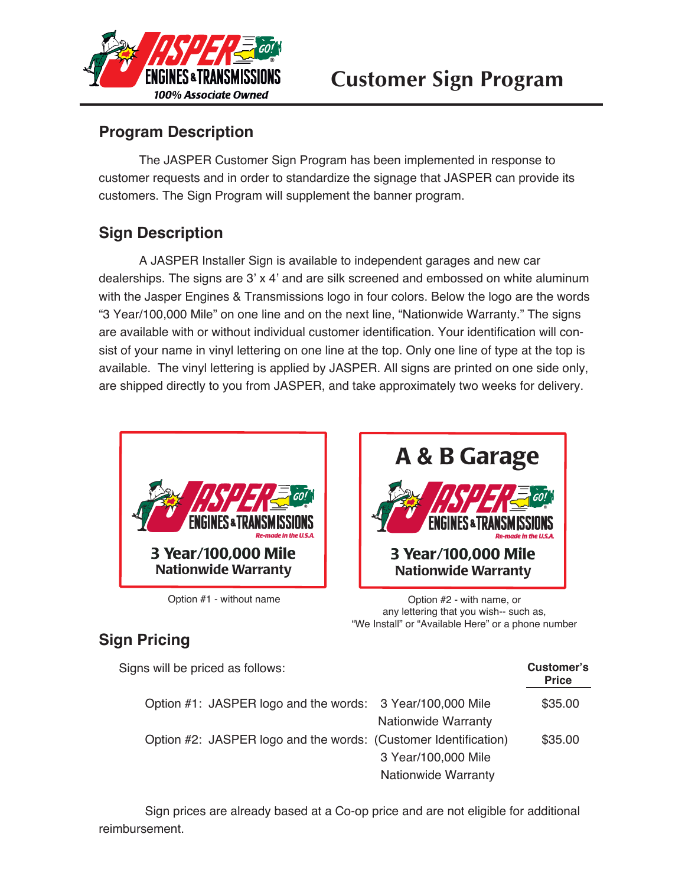# Customer Sign Program

## Program Description

The JASPER Customer Sign Program has been implemented in response to customer requests and in order to standardize the signage that JASPER can provide its customers. The Sign Program will supplement the banner program.

## Sign Description

A JASPER Installer Sign is available to independent garages and new car dealerships. The signs are 3' x 4' and are silk screened and embossed on white aluminum with the Jasper Engines & Transmissions logo in four colors. Below the logo are the words "3 Year/100,000 Mile" on one line and on the next line, "Nationwide Warranty." The signs are available with or without individual customer identification. Your identification will consist of your name in vinyl lettering on one line at the top. Only one line of type at the top is available. The vinyl lettering is applied by JASPER. All signs are printed on one side only, are shipped directly to you from JASPER, and take approximately two weeks for delivery.

JASPER ENGINES & TRANSMISSIONS
Re-made in the U.S.A.
**3 Year/100,000 Mile**
**Nationwide Warranty**

Option #1 - without name

**A & B Garage**
JASPER ENGINES & TRANSMISSIONS
Re-made in the U.S.A.
**3 Year/100,000 Mile**
**Nationwide Warranty**

Option #2 - with name, or any lettering that you wish-- such as, "We Install" or "Available Here" or a phone number

## Sign Pricing

Signs will be priced as follows:

| | | **Customer's Price** |
|---|---|---|
| Option #1: JASPER logo and the words: | 3 Year/100,000 Mile<br>Nationwide Warranty | $35.00 |
| Option #2: JASPER logo and the words: | (Customer Identification)<br>3 Year/100,000 Mile<br>Nationwide Warranty | $35.00 |

Sign prices are already based at a Co-op price and are not eligible for additional reimbursement.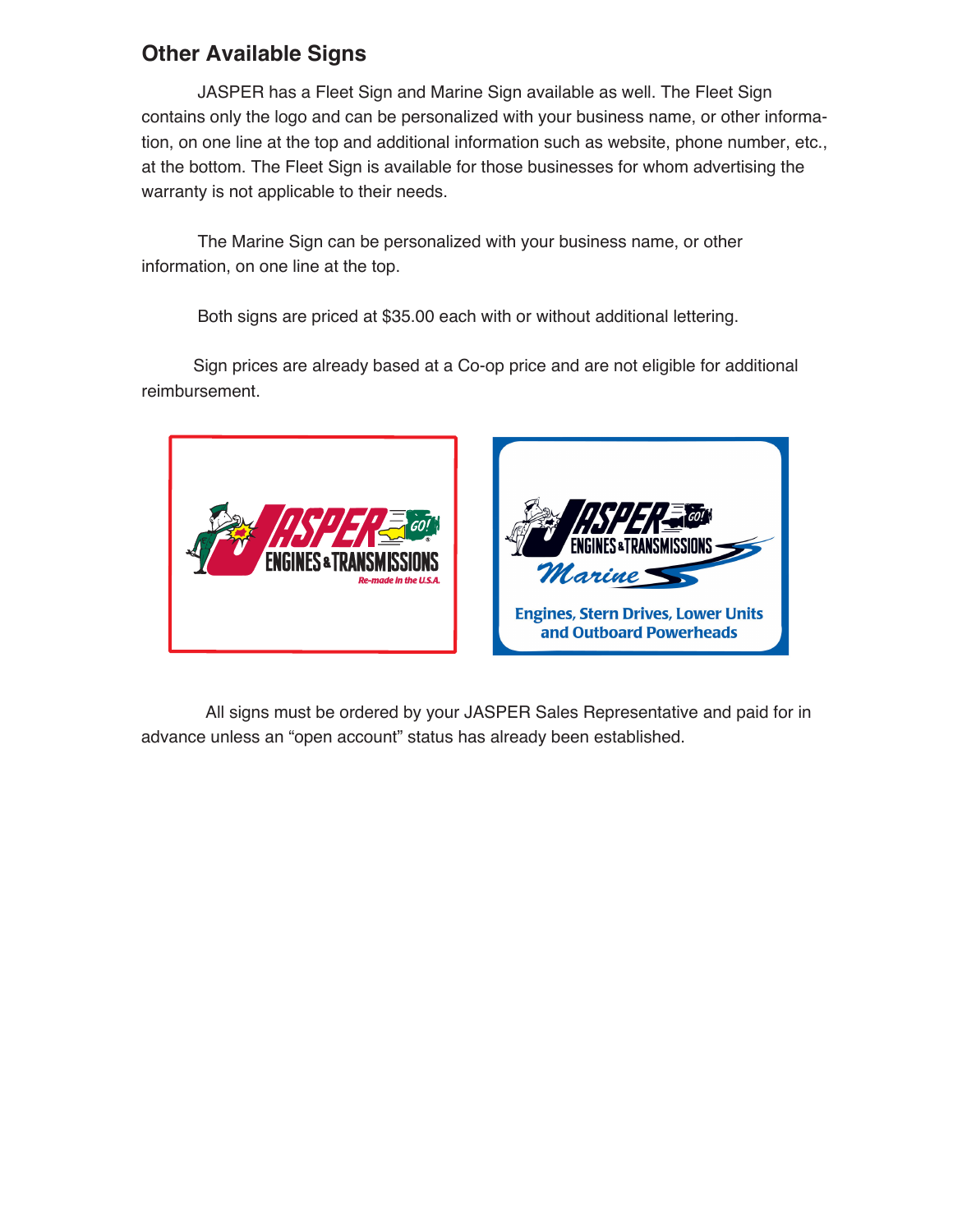## Other Available Signs

JASPER has a Fleet Sign and Marine Sign available as well. The Fleet Sign contains only the logo and can be personalized with your business name, or other information, on one line at the top and additional information such as website, phone number, etc., at the bottom. The Fleet Sign is available for those businesses for whom advertising the warranty is not applicable to their needs.

The Marine Sign can be personalized with your business name, or other information, on one line at the top.

Both signs are priced at $35.00 each with or without additional lettering.

Sign prices are already based at a Co-op price and are not eligible for additional reimbursement.

All signs must be ordered by your JASPER Sales Representative and paid for in advance unless an “open account” status has already been established.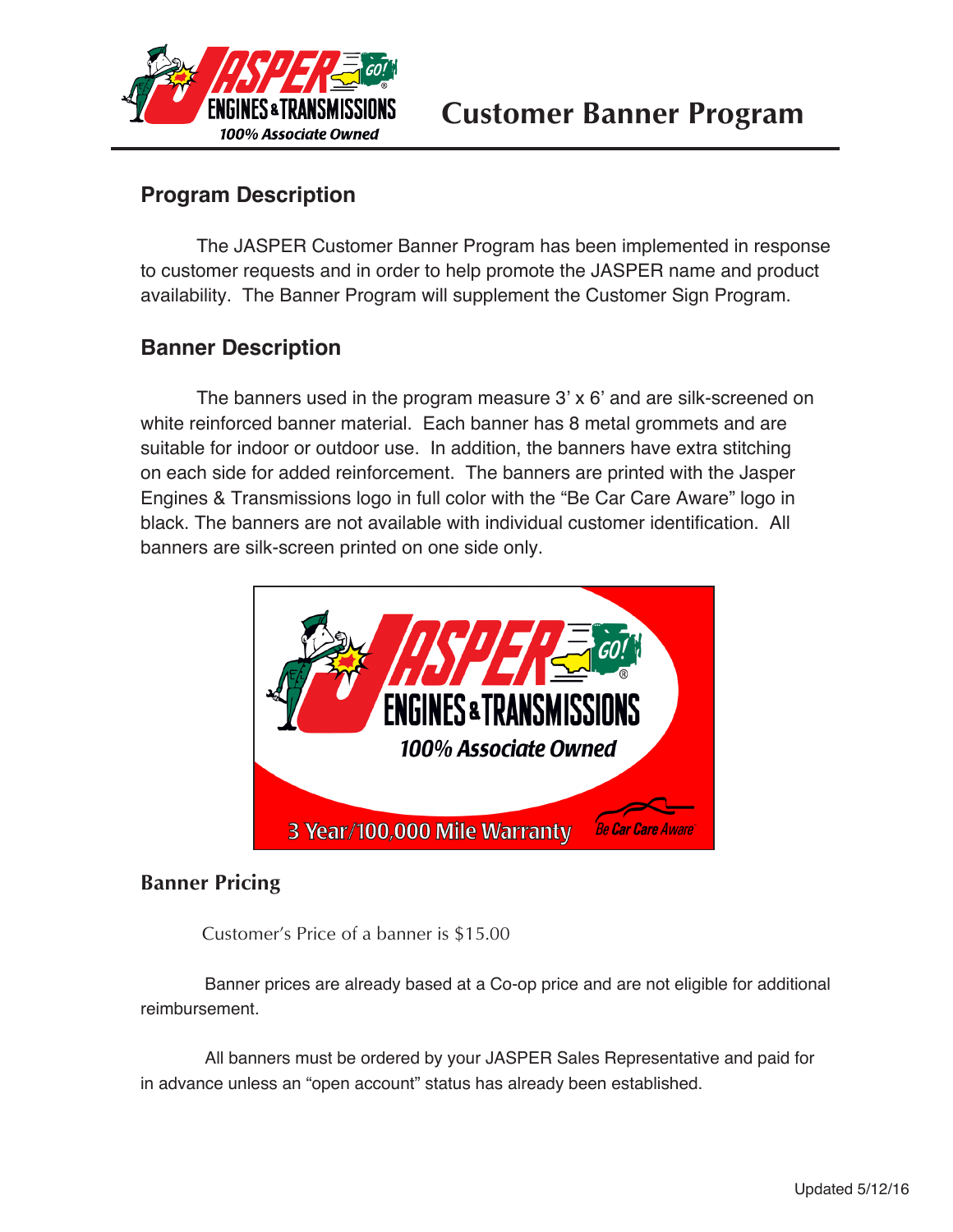# Customer Banner Program

## Program Description

The JASPER Customer Banner Program has been implemented in response to customer requests and in order to help promote the JASPER name and product availability. The Banner Program will supplement the Customer Sign Program.

## Banner Description

The banners used in the program measure 3' x 6' and are silk-screened on white reinforced banner material. Each banner has 8 metal grommets and are suitable for indoor or outdoor use. In addition, the banners have extra stitching on each side for added reinforcement. The banners are printed with the Jasper Engines & Transmissions logo in full color with the "Be Car Care Aware" logo in black. The banners are not available with individual customer identification. All banners are silk-screen printed on one side only.

## Banner Pricing

Customer's Price of a banner is $15.00

Banner prices are already based at a Co-op price and are not eligible for additional reimbursement.

All banners must be ordered by your JASPER Sales Representative and paid for in advance unless an "open account" status has already been established.

Updated 5/12/16